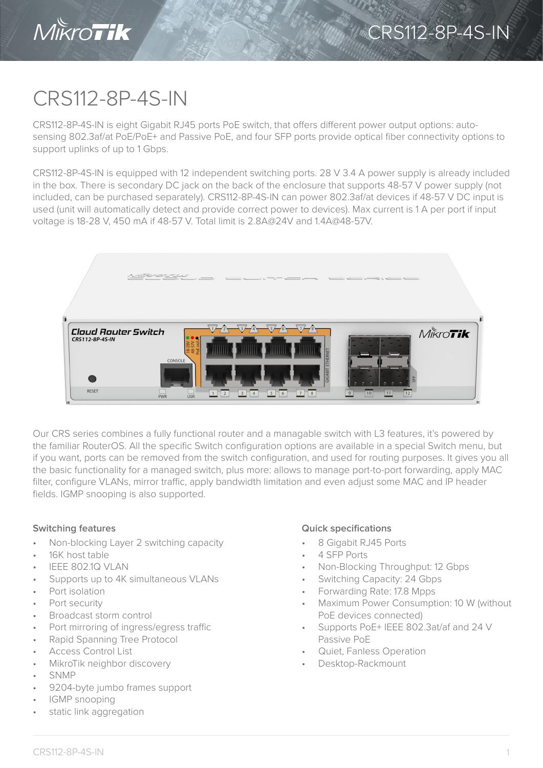# CRS112-8P-4S-IN

CRS112-8P-4S-IN is eight Gigabit RJ45 ports PoE switch, that offers different power output options: auto-sensing 802.3af/at PoE/PoE+ and Passive PoE, and four SFP ports provide optical fiber connectivity options to support uplinks of up to 1 Gbps.

CRS112-8P-4S-IN is equipped with 12 independent switching ports. 28 V 3.4 A power supply is already included in the box. There is secondary DC jack on the back of the enclosure that supports 48-57 V power supply (not included, can be purchased separately). CRS112-8P-4S-IN can power 802.3af/at devices if 48-57 V DC input is used (unit will automatically detect and provide correct power to devices). Max current is 1 A per port if input voltage is 18-28 V, 450 mA if 48-57 V. Total limit is 2.8A@24V and 1.4A@48-57V.

Our CRS series combines a fully functional router and a managable switch with L3 features, it's powered by the familiar RouterOS. All the specific Switch configuration options are available in a special Switch menu, but if you want, ports can be removed from the switch configuration, and used for routing purposes. It gives you all the basic functionality for a managed switch, plus more: allows to manage port-to-port forwarding, apply MAC filter, configure VLANs, mirror traffic, apply bandwidth limitation and even adjust some MAC and IP header fields. IGMP snooping is also supported.

### Switching features

- Non-blocking Layer 2 switching capacity
- 16K host table
- IEEE 802.1Q VLAN
- Supports up to 4K simultaneous VLANs
- Port isolation
- Port security
- Broadcast storm control
- Port mirroring of ingress/egress traffic
- Rapid Spanning Tree Protocol
- Access Control List
- MikroTik neighbor discovery
- SNMP
- 9204-byte jumbo frames support
- IGMP snooping
- static link aggregation

### Quick specifications

- 8 Gigabit RJ45 Ports
- 4 SFP Ports
- Non-Blocking Throughput: 12 Gbps
- Switching Capacity: 24 Gbps
- Forwarding Rate: 17.8 Mpps
- Maximum Power Consumption: 10 W (without PoE devices connected)
- Supports PoE+ IEEE 802.3at/af and 24 V Passive PoE
- Quiet, Fanless Operation
- Desktop-Rackmount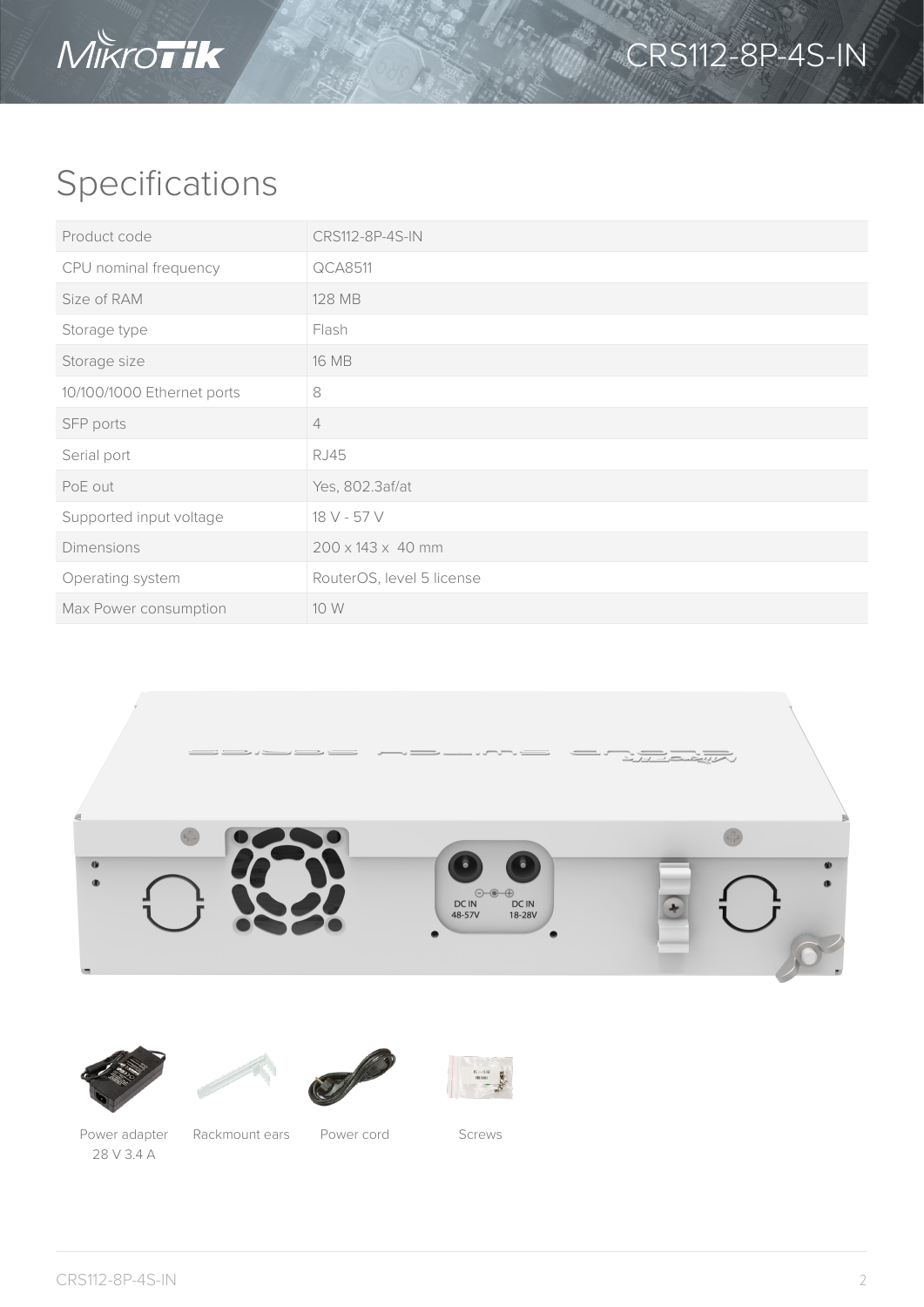# Specifications

| | |
|---|---|
| Product code | CRS112-8P-4S-IN |
| CPU nominal frequency | QCA8511 |
| Size of RAM | 128 MB |
| Storage type | Flash |
| Storage size | 16 MB |
| 10/100/1000 Ethernet ports | 8 |
| SFP ports | 4 |
| Serial port | RJ45 |
| PoE out | Yes, 802.3af/at |
| Supported input voltage | 18 V - 57 V |
| Dimensions | 200 x 143 x 40 mm |
| Operating system | RouterOS, level 5 license |
| Max Power consumption | 10 W |

DC IN 48-57V

DC IN 18-28V

Power adapter 28 V 3.4 A

Rackmount ears

Power cord

Screws